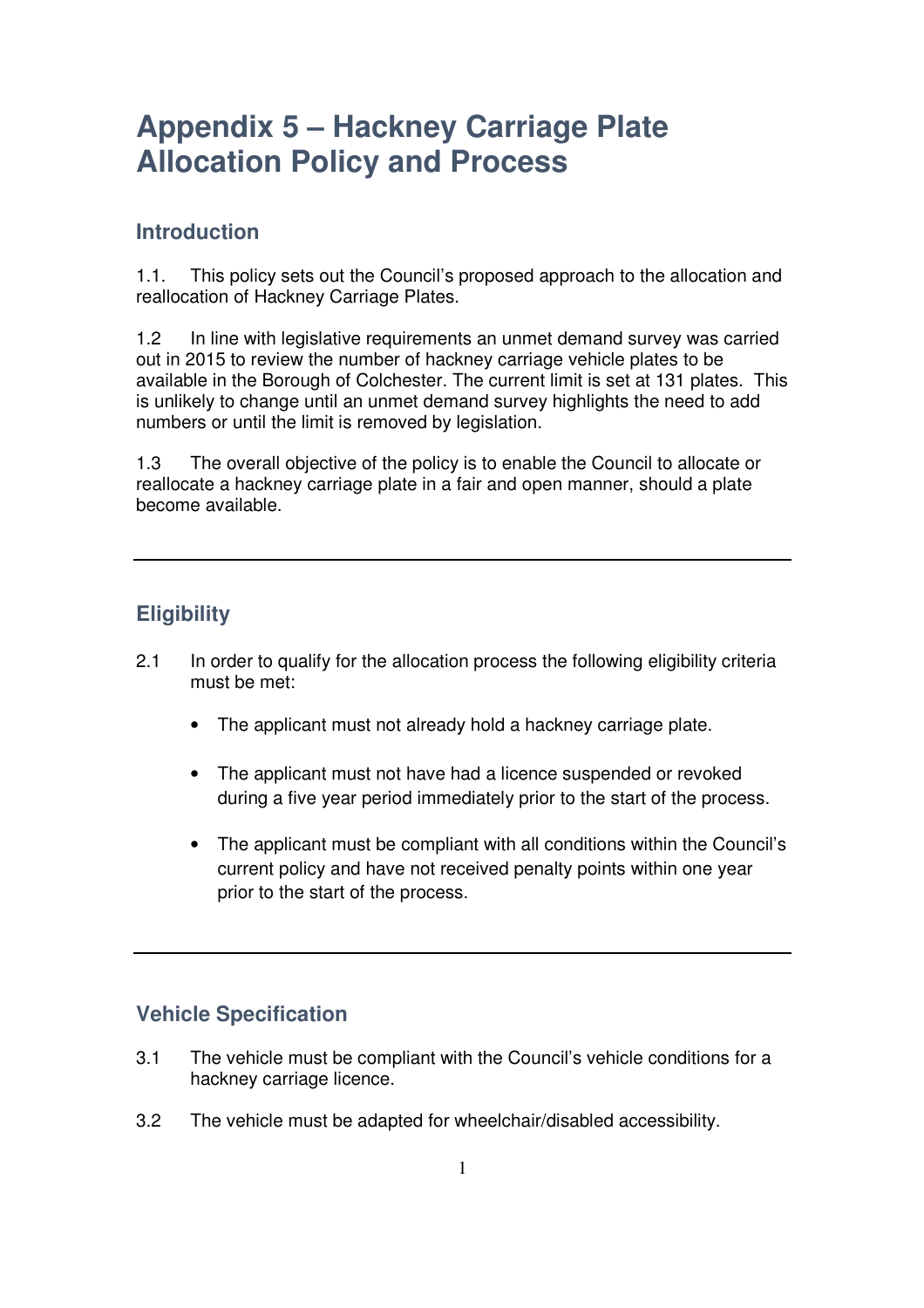# Appendix 5 – Hackney Carriage Plate Allocation Policy and Process

## Introduction

1.1. This policy sets out the Council's proposed approach to the allocation and reallocation of Hackney Carriage Plates.

1.2 In line with legislative requirements an unmet demand survey was carried out in 2015 to review the number of hackney carriage vehicle plates to be available in the Borough of Colchester. The current limit is set at 131 plates. This is unlikely to change until an unmet demand survey highlights the need to add numbers or until the limit is removed by legislation.

1.3 The overall objective of the policy is to enable the Council to allocate or reallocate a hackney carriage plate in a fair and open manner, should a plate become available.

---

## Eligibility

2.1 In order to qualify for the allocation process the following eligibility criteria must be met:

- The applicant must not already hold a hackney carriage plate.
- The applicant must not have had a licence suspended or revoked during a five year period immediately prior to the start of the process.
- The applicant must be compliant with all conditions within the Council's current policy and have not received penalty points within one year prior to the start of the process.

---

## Vehicle Specification

3.1 The vehicle must be compliant with the Council's vehicle conditions for a hackney carriage licence.

3.2 The vehicle must be adapted for wheelchair/disabled accessibility.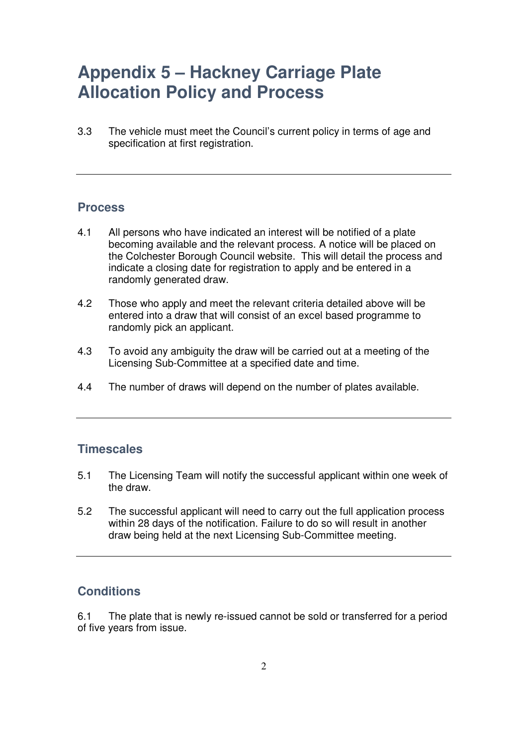# Appendix 5 – Hackney Carriage Plate Allocation Policy and Process

3.3 The vehicle must meet the Council's current policy in terms of age and specification at first registration.

---

## Process

4.1 All persons who have indicated an interest will be notified of a plate becoming available and the relevant process. A notice will be placed on the Colchester Borough Council website. This will detail the process and indicate a closing date for registration to apply and be entered in a randomly generated draw.

4.2 Those who apply and meet the relevant criteria detailed above will be entered into a draw that will consist of an excel based programme to randomly pick an applicant.

4.3 To avoid any ambiguity the draw will be carried out at a meeting of the Licensing Sub-Committee at a specified date and time.

4.4 The number of draws will depend on the number of plates available.

---

## Timescales

5.1 The Licensing Team will notify the successful applicant within one week of the draw.

5.2 The successful applicant will need to carry out the full application process within 28 days of the notification. Failure to do so will result in another draw being held at the next Licensing Sub-Committee meeting.

---

## Conditions

6.1 The plate that is newly re-issued cannot be sold or transferred for a period of five years from issue.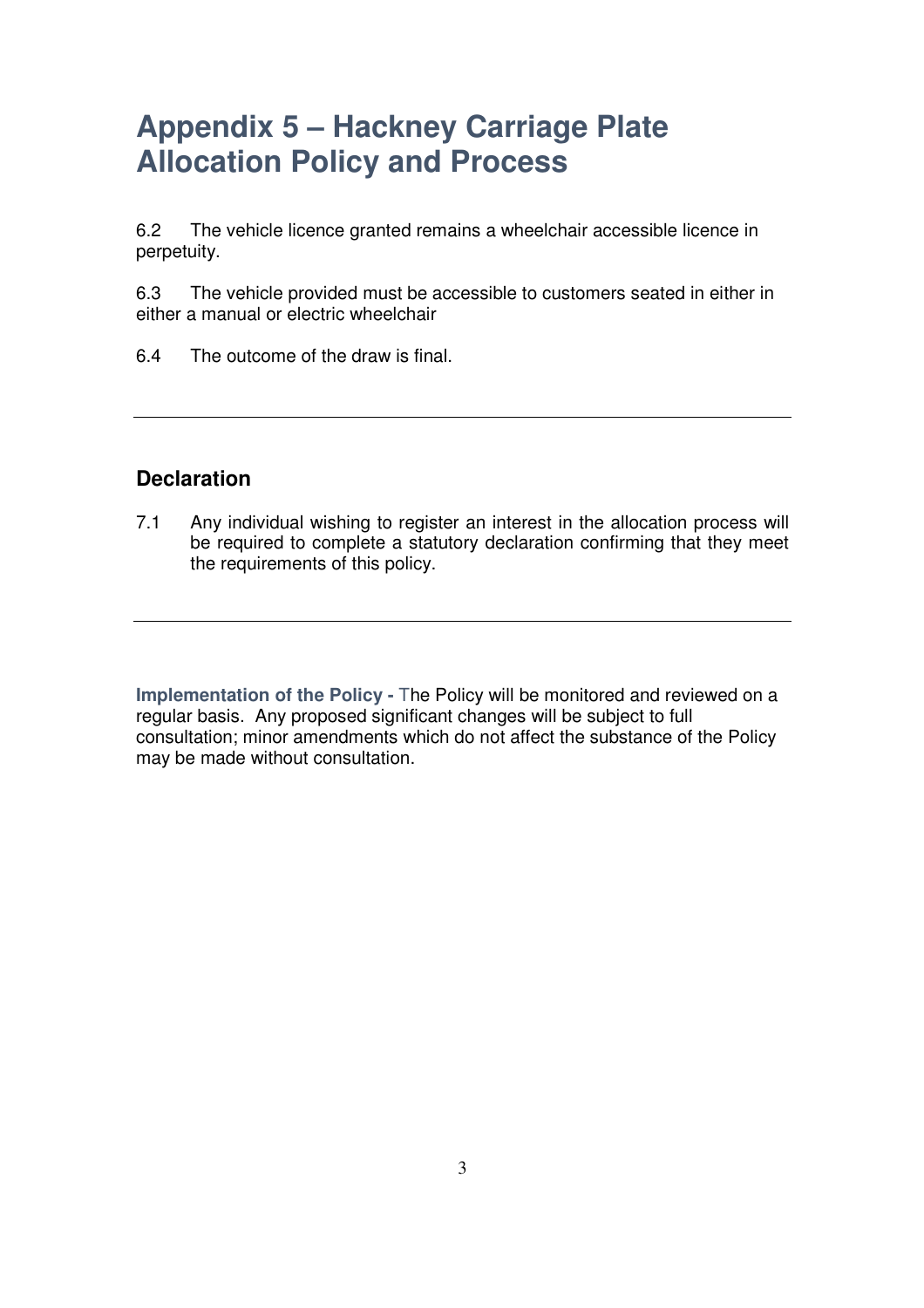# Appendix 5 – Hackney Carriage Plate Allocation Policy and Process

6.2 The vehicle licence granted remains a wheelchair accessible licence in perpetuity.

6.3 The vehicle provided must be accessible to customers seated in either in either a manual or electric wheelchair

6.4 The outcome of the draw is final.

---

## Declaration

7.1 Any individual wishing to register an interest in the allocation process will be required to complete a statutory declaration confirming that they meet the requirements of this policy.

---

**Implementation of the Policy -** The Policy will be monitored and reviewed on a regular basis. Any proposed significant changes will be subject to full consultation; minor amendments which do not affect the substance of the Policy may be made without consultation.